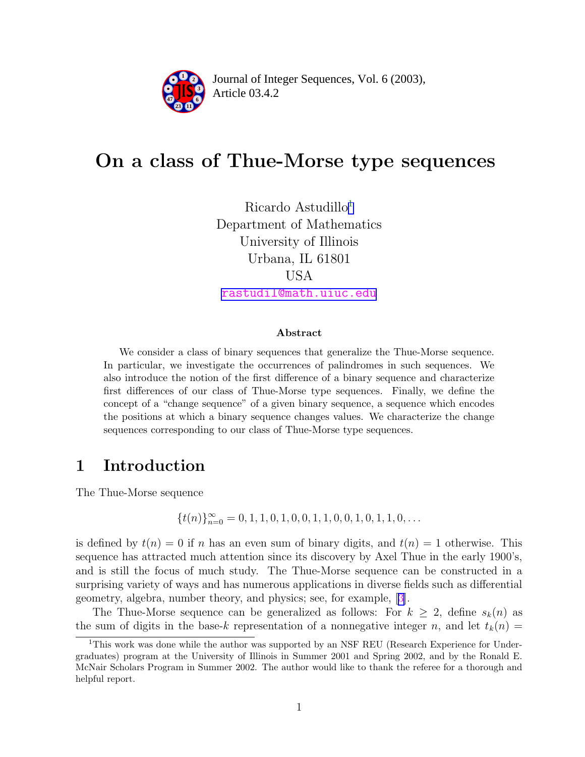Journal of Integer Sequences, Vol. 6 (2003), Article 03.4.2

# On a class of Thue-Morse type sequences

Ricardo Astudillo[1]
Department of Mathematics
University of Illinois
Urbana, IL 61801
USA
rastudil@math.uiuc.edu

### Abstract

We consider a class of binary sequences that generalize the Thue-Morse sequence. In particular, we investigate the occurrences of palindromes in such sequences. We also introduce the notion of the first difference of a binary sequence and characterize first differences of our class of Thue-Morse type sequences. Finally, we define the concept of a "change sequence" of a given binary sequence, a sequence which encodes the positions at which a binary sequence changes values. We characterize the change sequences corresponding to our class of Thue-Morse type sequences.

## 1 Introduction

The Thue-Morse sequence

$$\{t(n)\}_{n=0}^{\infty} = 0, 1, 1, 0, 1, 0, 0, 1, 1, 0, 0, 1, 0, 1, 1, 0, \ldots$$

is defined by $t(n) = 0$ if $n$ has an even sum of binary digits, and $t(n) = 1$ otherwise. This sequence has attracted much attention since its discovery by Axel Thue in the early 1900's, and is still the focus of much study. The Thue-Morse sequence can be constructed in a surprising variety of ways and has numerous applications in diverse fields such as differential geometry, algebra, number theory, and physics; see, for example, [3].

The Thue-Morse sequence can be generalized as follows: For $k \geq 2$, define $s_k(n)$ as the sum of digits in the base-$k$ representation of a nonnegative integer $n$, and let $t_k(n) =$

[1] This work was done while the author was supported by an NSF REU (Research Experience for Undergraduates) program at the University of Illinois in Summer 2001 and Spring 2002, and by the Ronald E. McNair Scholars Program in Summer 2002. The author would like to thank the referee for a thorough and helpful report.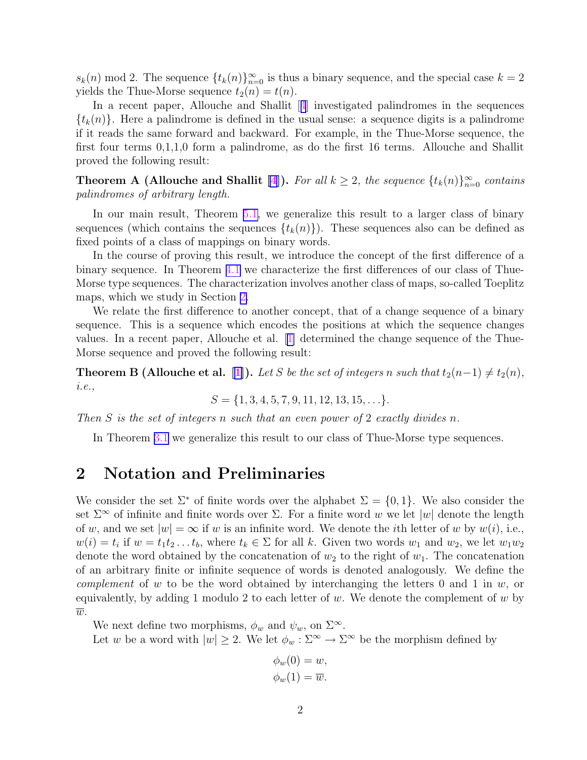$s_k(n) \bmod 2$. The sequence $\{t_k(n)\}_{n=0}^{\infty}$ is thus a binary sequence, and the special case $k = 2$ yields the Thue-Morse sequence $t_2(n) = t(n)$.

In a recent paper, Allouche and Shallit [4] investigated palindromes in the sequences $\{t_k(n)\}$. Here a palindrome is defined in the usual sense: a sequence digits is a palindrome if it reads the same forward and backward. For example, in the Thue-Morse sequence, the first four terms 0,1,1,0 form a palindrome, as do the first 16 terms. Allouche and Shallit proved the following result:

**Theorem A (Allouche and Shallit [4]).** *For all $k \geq 2$, the sequence $\{t_k(n)\}_{n=0}^{\infty}$ contains palindromes of arbitrary length.*

In our main result, Theorem 5.1, we generalize this result to a larger class of binary sequences (which contains the sequences $\{t_k(n)\}$). These sequences also can be defined as fixed points of a class of mappings on binary words.

In the course of proving this result, we introduce the concept of the first difference of a binary sequence. In Theorem 4.1 we characterize the first differences of our class of Thue-Morse type sequences. The characterization involves another class of maps, so-called Toeplitz maps, which we study in Section 2.

We relate the first difference to another concept, that of a change sequence of a binary sequence. This is a sequence which encodes the positions at which the sequence changes values. In a recent paper, Allouche et al. [1] determined the change sequence of the Thue-Morse sequence and proved the following result:

**Theorem B (Allouche et al. [1]).** *Let $S$ be the set of integers $n$ such that $t_2(n-1) \neq t_2(n)$, i.e.,*

$$S = \{1, 3, 4, 5, 7, 9, 11, 12, 13, 15, \ldots\}.$$

*Then $S$ is the set of integers $n$ such that an even power of 2 exactly divides $n$.*

In Theorem 3.1 we generalize this result to our class of Thue-Morse type sequences.

## 2 Notation and Preliminaries

We consider the set $\Sigma^*$ of finite words over the alphabet $\Sigma = \{0, 1\}$. We also consider the set $\Sigma^\infty$ of infinite and finite words over $\Sigma$. For a finite word $w$ we let $|w|$ denote the length of $w$, and we set $|w| = \infty$ if $w$ is an infinite word. We denote the $i$th letter of $w$ by $w(i)$, i.e., $w(i) = t_i$ if $w = t_1 t_2 \ldots t_b$, where $t_k \in \Sigma$ for all $k$. Given two words $w_1$ and $w_2$, we let $w_1 w_2$ denote the word obtained by the concatenation of $w_2$ to the right of $w_1$. The concatenation of an arbitrary finite or infinite sequence of words is denoted analogously. We define the *complement* of $w$ to be the word obtained by interchanging the letters 0 and 1 in $w$, or equivalently, by adding 1 modulo 2 to each letter of $w$. We denote the complement of $w$ by $\overline{w}$.

We next define two morphisms, $\phi_w$ and $\psi_w$, on $\Sigma^\infty$.

Let $w$ be a word with $|w| \geq 2$. We let $\phi_w : \Sigma^\infty \to \Sigma^\infty$ be the morphism defined by

$$\phi_w(0) = w,$$
$$\phi_w(1) = \overline{w}.$$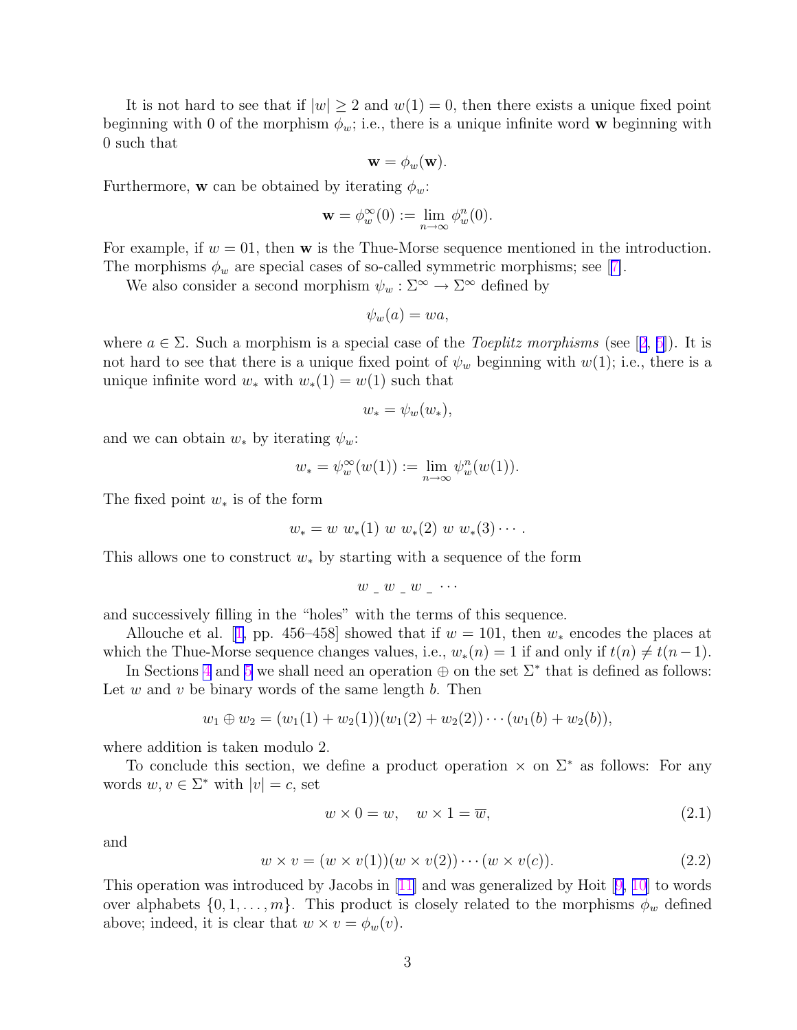It is not hard to see that if $|w| \geq 2$ and $w(1) = 0$, then there exists a unique fixed point beginning with 0 of the morphism $\phi_w$; i.e., there is a unique infinite word $\mathbf{w}$ beginning with 0 such that

$$\mathbf{w} = \phi_w(\mathbf{w}).$$

Furthermore, $\mathbf{w}$ can be obtained by iterating $\phi_w$:

$$\mathbf{w} = \phi_w^\infty(0) := \lim_{n\to\infty} \phi_w^n(0).$$

For example, if $w = 01$, then $\mathbf{w}$ is the Thue-Morse sequence mentioned in the introduction. The morphisms $\phi_w$ are special cases of so-called symmetric morphisms; see [7].

We also consider a second morphism $\psi_w : \Sigma^\infty \to \Sigma^\infty$ defined by

$$\psi_w(a) = wa,$$

where $a \in \Sigma$. Such a morphism is a special case of the *Toeplitz morphisms* (see [2, 5]). It is not hard to see that there is a unique fixed point of $\psi_w$ beginning with $w(1)$; i.e., there is a unique infinite word $w_*$ with $w_*(1) = w(1)$ such that

$$w_* = \psi_w(w_*),$$

and we can obtain $w_*$ by iterating $\psi_w$:

$$w_* = \psi_w^\infty(w(1)) := \lim_{n\to\infty} \psi_w^n(w(1)).$$

The fixed point $w_*$ is of the form

$$w_* = w\ w_*(1)\ w\ w_*(2)\ w\ w_*(3) \cdots .$$

This allows one to construct $w_*$ by starting with a sequence of the form

$$w\ \_\ w\ \_\ w\ \_\ \cdots$$

and successively filling in the "holes" with the terms of this sequence.

Allouche et al. [1, pp. 456–458] showed that if $w = 101$, then $w_*$ encodes the places at which the Thue-Morse sequence changes values, i.e., $w_*(n) = 1$ if and only if $t(n) \neq t(n-1)$.

In Sections 4 and 5 we shall need an operation $\oplus$ on the set $\Sigma^*$ that is defined as follows: Let $w$ and $v$ be binary words of the same length $b$. Then

$$w_1 \oplus w_2 = (w_1(1) + w_2(1))(w_1(2) + w_2(2)) \cdots (w_1(b) + w_2(b)),$$

where addition is taken modulo 2.

To conclude this section, we define a product operation $\times$ on $\Sigma^*$ as follows: For any words $w, v \in \Sigma^*$ with $|v| = c$, set

$$w \times 0 = w, \quad w \times 1 = \overline{w}, \tag{2.1}$$

and

$$w \times v = (w \times v(1))(w \times v(2)) \cdots (w \times v(c)). \tag{2.2}$$

This operation was introduced by Jacobs in [11] and was generalized by Hoit [9, 10] to words over alphabets $\{0, 1, \ldots, m\}$. This product is closely related to the morphisms $\phi_w$ defined above; indeed, it is clear that $w \times v = \phi_w(v)$.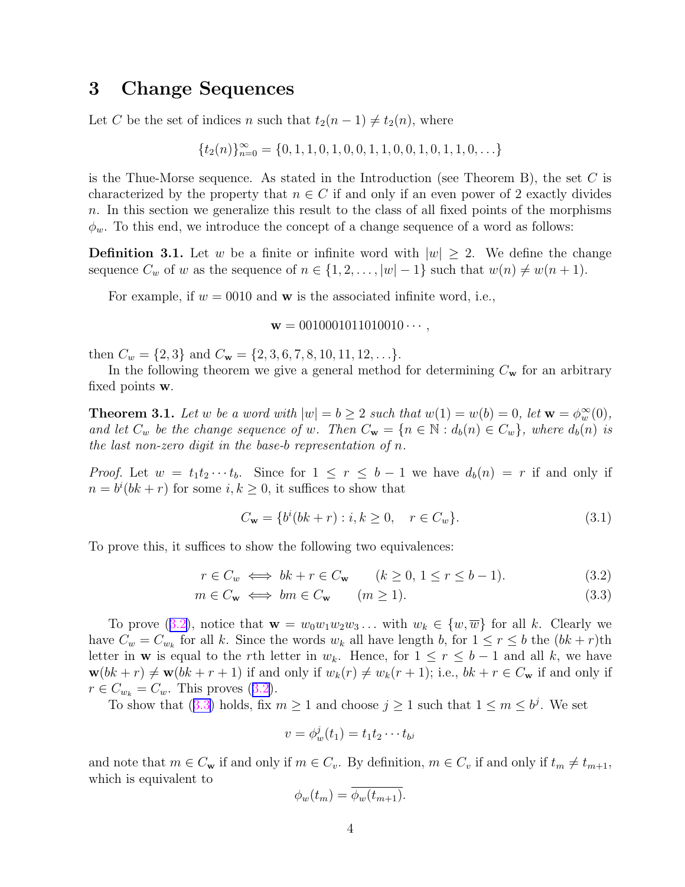## 3 Change Sequences

Let $C$ be the set of indices $n$ such that $t_2(n-1) \neq t_2(n)$, where

$$\{t_2(n)\}_{n=0}^{\infty} = \{0, 1, 1, 0, 1, 0, 0, 1, 1, 0, 0, 1, 0, 1, 1, 0, \ldots\}$$

is the Thue-Morse sequence. As stated in the Introduction (see Theorem B), the set $C$ is characterized by the property that $n \in C$ if and only if an even power of 2 exactly divides $n$. In this section we generalize this result to the class of all fixed points of the morphisms $\phi_w$. To this end, we introduce the concept of a change sequence of a word as follows:

**Definition 3.1.** Let $w$ be a finite or infinite word with $|w| \geq 2$. We define the change sequence $C_w$ of $w$ as the sequence of $n \in \{1, 2, \ldots, |w|-1\}$ such that $w(n) \neq w(n+1)$.

For example, if $w = 0010$ and $\mathbf{w}$ is the associated infinite word, i.e.,

$$\mathbf{w} = 0010001011010010\cdots,$$

then $C_w = \{2, 3\}$ and $C_{\mathbf{w}} = \{2, 3, 6, 7, 8, 10, 11, 12, \ldots\}$.

In the following theorem we give a general method for determining $C_{\mathbf{w}}$ for an arbitrary fixed points $\mathbf{w}$.

**Theorem 3.1.** *Let $w$ be a word with $|w| = b \geq 2$ such that $w(1) = w(b) = 0$, let $\mathbf{w} = \phi_w^{\infty}(0)$, and let $C_w$ be the change sequence of $w$. Then $C_{\mathbf{w}} = \{n \in \mathbb{N} : d_b(n) \in C_w\}$, where $d_b(n)$ is the last non-zero digit in the base-$b$ representation of $n$.*

*Proof.* Let $w = t_1 t_2 \cdots t_b$. Since for $1 \leq r \leq b-1$ we have $d_b(n) = r$ if and only if $n = b^i(bk + r)$ for some $i, k \geq 0$, it suffices to show that

$$C_{\mathbf{w}} = \{b^i(bk + r) : i, k \geq 0, \quad r \in C_w\}. \tag{3.1}$$

To prove this, it suffices to show the following two equivalences:

$$r \in C_w \iff bk + r \in C_{\mathbf{w}} \qquad (k \geq 0,\ 1 \leq r \leq b-1). \tag{3.2}$$

$$m \in C_{\mathbf{w}} \iff bm \in C_{\mathbf{w}} \qquad (m \geq 1). \tag{3.3}$$

To prove (3.2), notice that $\mathbf{w} = w_0 w_1 w_2 w_3 \ldots$ with $w_k \in \{w, \overline{w}\}$ for all $k$. Clearly we have $C_w = C_{w_k}$ for all $k$. Since the words $w_k$ all have length $b$, for $1 \leq r \leq b$ the $(bk+r)$th letter in $\mathbf{w}$ is equal to the $r$th letter in $w_k$. Hence, for $1 \leq r \leq b-1$ and all $k$, we have $\mathbf{w}(bk + r) \neq \mathbf{w}(bk + r + 1)$ if and only if $w_k(r) \neq w_k(r+1)$; i.e., $bk + r \in C_{\mathbf{w}}$ if and only if $r \in C_{w_k} = C_w$. This proves (3.2).

To show that (3.3) holds, fix $m \geq 1$ and choose $j \geq 1$ such that $1 \leq m \leq b^j$. We set

$$v = \phi_w^j(t_1) = t_1 t_2 \cdots t_{b^j}$$

and note that $m \in C_{\mathbf{w}}$ if and only if $m \in C_v$. By definition, $m \in C_v$ if and only if $t_m \neq t_{m+1}$, which is equivalent to

$$\phi_w(t_m) = \overline{\phi_w(t_{m+1})}.$$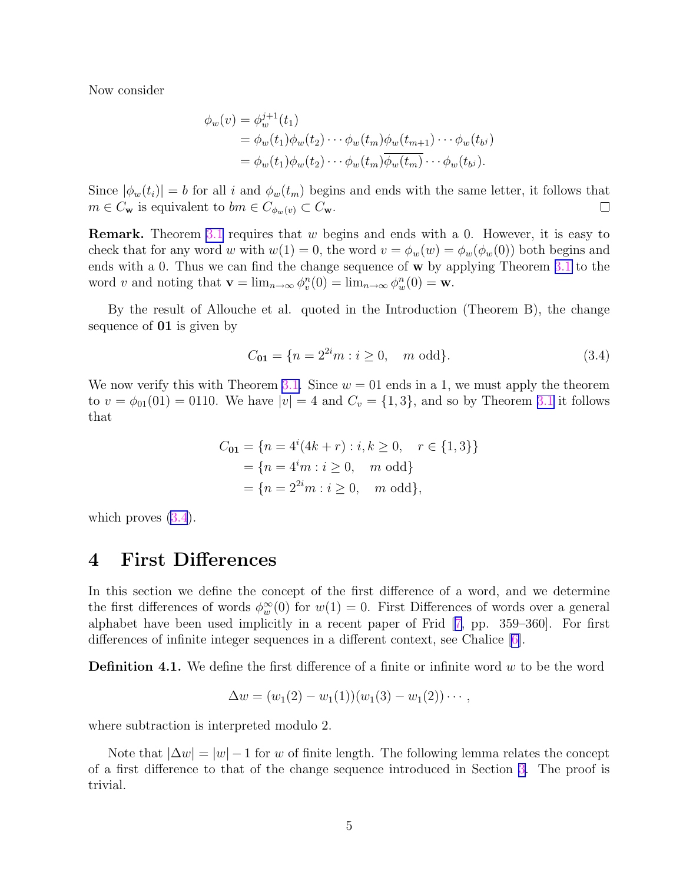Now consider

$$
\begin{aligned}
\phi_w(v) &= \phi_w^{j+1}(t_1) \\
&= \phi_w(t_1)\phi_w(t_2)\cdots\phi_w(t_m)\phi_w(t_{m+1})\cdots\phi_w(t_{b^j}) \\
&= \phi_w(t_1)\phi_w(t_2)\cdots\phi_w(t_m)\overline{\phi_w(t_m)}\cdots\phi_w(t_{b^j}).
\end{aligned}
$$

Since $|\phi_w(t_i)| = b$ for all $i$ and $\phi_w(t_m)$ begins and ends with the same letter, it follows that $m \in C_{\mathbf{w}}$ is equivalent to $bm \in C_{\phi_w(v)} \subset C_{\mathbf{w}}$. □

**Remark.** Theorem 3.1 requires that $w$ begins and ends with a 0. However, it is easy to check that for any word $w$ with $w(1) = 0$, the word $v = \phi_w(w) = \phi_w(\phi_w(0))$ both begins and ends with a 0. Thus we can find the change sequence of $\mathbf{w}$ by applying Theorem 3.1 to the word $v$ and noting that $\mathbf{v} = \lim_{n\to\infty} \phi_v^n(0) = \lim_{n\to\infty} \phi_w^n(0) = \mathbf{w}$.

By the result of Allouche et al. quoted in the Introduction (Theorem B), the change sequence of **01** is given by

$$
C_{\mathbf{01}} = \{n = 2^{2i}m : i \geq 0, \quad m \text{ odd}\}. \tag{3.4}
$$

We now verify this with Theorem 3.1. Since $w = 01$ ends in a 1, we must apply the theorem to $v = \phi_{01}(01) = 0110$. We have $|v| = 4$ and $C_v = \{1, 3\}$, and so by Theorem 3.1 it follows that

$$
\begin{aligned}
C_{\mathbf{01}} &= \{n = 4^i(4k + r) : i, k \geq 0, \quad r \in \{1, 3\}\} \\
&= \{n = 4^i m : i \geq 0, \quad m \text{ odd}\} \\
&= \{n = 2^{2i}m : i \geq 0, \quad m \text{ odd}\},
\end{aligned}
$$

which proves (3.4).

# 4 First Differences

In this section we define the concept of the first difference of a word, and we determine the first differences of words $\phi_w^\infty(0)$ for $w(1) = 0$. First Differences of words over a general alphabet have been used implicitly in a recent paper of Frid [7, pp. 359–360]. For first differences of infinite integer sequences in a different context, see Chalice [6].

**Definition 4.1.** We define the first difference of a finite or infinite word $w$ to be the word

$$
\Delta w = (w_1(2) - w_1(1))(w_1(3) - w_1(2))\cdots,
$$

where subtraction is interpreted modulo 2.

Note that $|\Delta w| = |w| - 1$ for $w$ of finite length. The following lemma relates the concept of a first difference to that of the change sequence introduced in Section 3. The proof is trivial.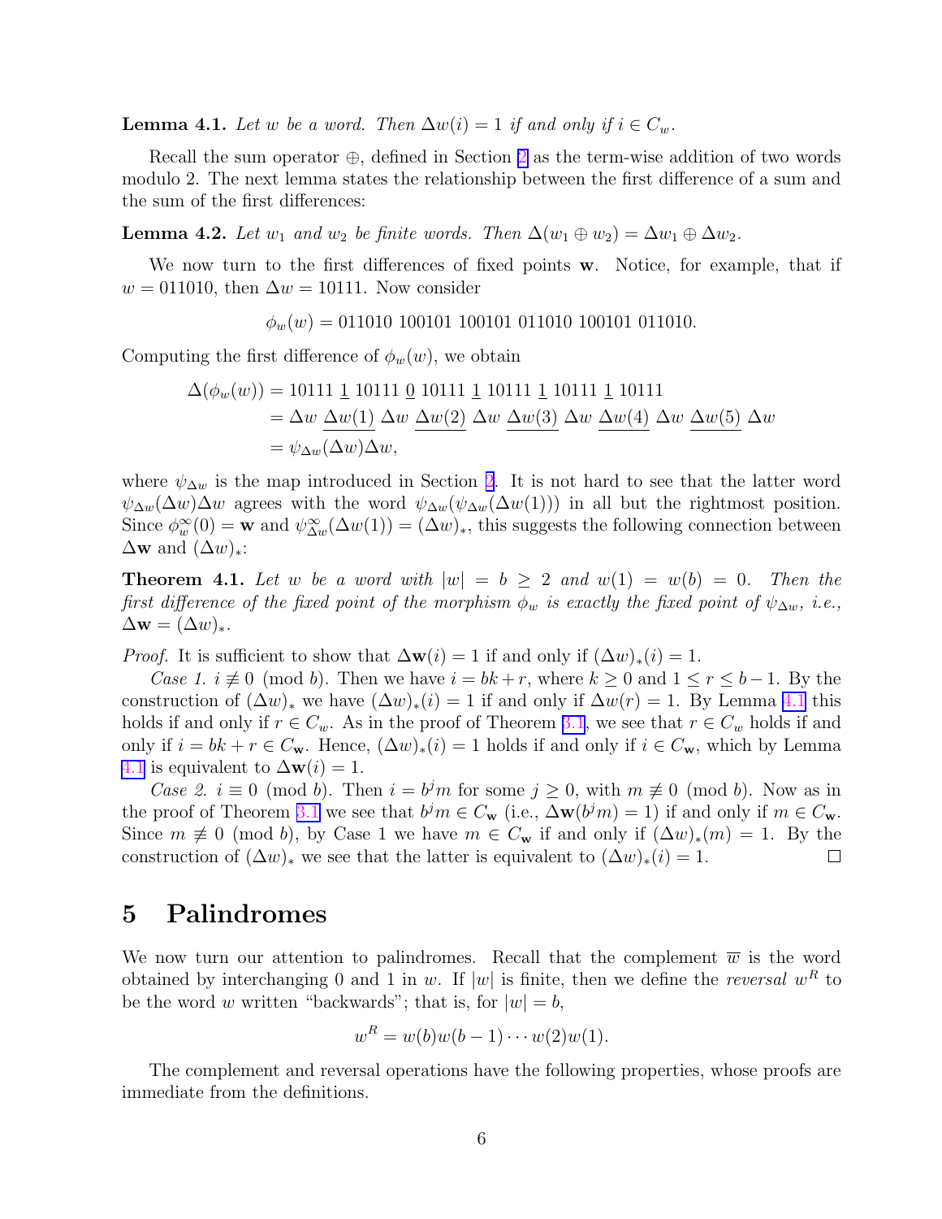**Lemma 4.1.** *Let $w$ be a word. Then $\Delta w(i) = 1$ if and only if $i \in C_w$.*

Recall the sum operator $\oplus$, defined in Section 2 as the term-wise addition of two words modulo 2. The next lemma states the relationship between the first difference of a sum and the sum of the first differences:

**Lemma 4.2.** *Let $w_1$ and $w_2$ be finite words. Then $\Delta(w_1 \oplus w_2) = \Delta w_1 \oplus \Delta w_2$.*

We now turn to the first differences of fixed points $\mathbf{w}$. Notice, for example, that if $w = 011010$, then $\Delta w = 10111$. Now consider

$$\phi_w(w) = 011010\ 100101\ 100101\ 011010\ 100101\ 011010.$$

Computing the first difference of $\phi_w(w)$, we obtain

$$\begin{aligned}
\Delta(\phi_w(w)) &= 10111\ \underline{1}\ 10111\ \underline{0}\ 10111\ \underline{1}\ 10111\ \underline{1}\ 10111\ \underline{1}\ 10111 \\
&= \Delta w\ \underline{\Delta w(1)}\ \Delta w\ \underline{\Delta w(2)}\ \Delta w\ \underline{\Delta w(3)}\ \Delta w\ \underline{\Delta w(4)}\ \Delta w\ \underline{\Delta w(5)}\ \Delta w \\
&= \psi_{\Delta w}(\Delta w)\Delta w,
\end{aligned}$$

where $\psi_{\Delta w}$ is the map introduced in Section 2. It is not hard to see that the latter word $\psi_{\Delta w}(\Delta w)\Delta w$ agrees with the word $\psi_{\Delta w}(\psi_{\Delta w}(\Delta w(1)))$ in all but the rightmost position. Since $\phi_w^\infty(0) = \mathbf{w}$ and $\psi_{\Delta w}^\infty(\Delta w(1)) = (\Delta w)_*$, this suggests the following connection between $\Delta \mathbf{w}$ and $(\Delta w)_*$:

**Theorem 4.1.** *Let $w$ be a word with $|w| = b \geq 2$ and $w(1) = w(b) = 0$. Then the first difference of the fixed point of the morphism $\phi_w$ is exactly the fixed point of $\psi_{\Delta w}$, i.e., $\Delta \mathbf{w} = (\Delta w)_*$.*

*Proof.* It is sufficient to show that $\Delta \mathbf{w}(i) = 1$ if and only if $(\Delta w)_*(i) = 1$.

*Case 1.* $i \not\equiv 0 \pmod b$. Then we have $i = bk + r$, where $k \geq 0$ and $1 \leq r \leq b-1$. By the construction of $(\Delta w)_*$ we have $(\Delta w)_*(i) = 1$ if and only if $\Delta w(r) = 1$. By Lemma 4.1 this holds if and only if $r \in C_w$. As in the proof of Theorem 3.1, we see that $r \in C_w$ holds if and only if $i = bk + r \in C_{\mathbf{w}}$. Hence, $(\Delta w)_*(i) = 1$ holds if and only if $i \in C_{\mathbf{w}}$, which by Lemma 4.1 is equivalent to $\Delta \mathbf{w}(i) = 1$.

*Case 2.* $i \equiv 0 \pmod b$. Then $i = b^j m$ for some $j \geq 0$, with $m \not\equiv 0 \pmod b$. Now as in the proof of Theorem 3.1 we see that $b^j m \in C_{\mathbf{w}}$ (i.e., $\Delta \mathbf{w}(b^j m) = 1$) if and only if $m \in C_{\mathbf{w}}$. Since $m \not\equiv 0 \pmod b$, by Case 1 we have $m \in C_{\mathbf{w}}$ if and only if $(\Delta w)_*(m) = 1$. By the construction of $(\Delta w)_*$ we see that the latter is equivalent to $(\Delta w)_*(i) = 1$. $\square$

# 5 Palindromes

We now turn our attention to palindromes. Recall that the complement $\overline{w}$ is the word obtained by interchanging 0 and 1 in $w$. If $|w|$ is finite, then we define the *reversal* $w^R$ to be the word $w$ written "backwards"; that is, for $|w| = b$,

$$w^R = w(b)w(b-1)\cdots w(2)w(1).$$

The complement and reversal operations have the following properties, whose proofs are immediate from the definitions.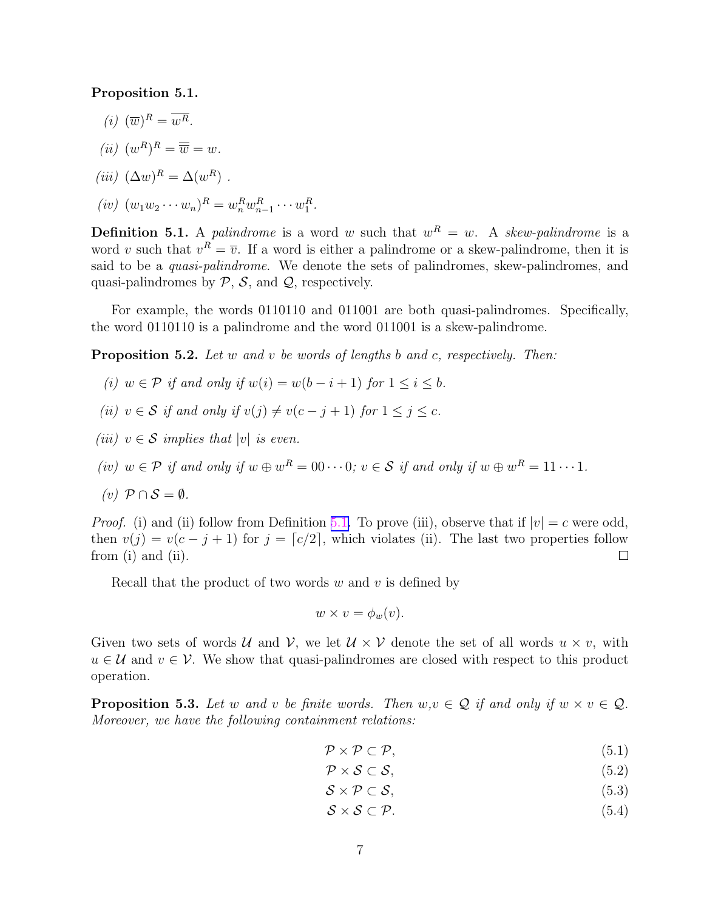**Proposition 5.1.**

*(i)* $(\overline{w})^R = \overline{w^R}$.

*(ii)* $(w^R)^R = \overline{\overline{w}} = w$.

*(iii)* $(\Delta w)^R = \Delta(w^R)$ .

*(iv)* $(w_1 w_2 \cdots w_n)^R = w_n^R w_{n-1}^R \cdots w_1^R$.

**Definition 5.1.** A *palindrome* is a word $w$ such that $w^R = w$. A *skew-palindrome* is a word $v$ such that $v^R = \overline{v}$. If a word is either a palindrome or a skew-palindrome, then it is said to be a *quasi-palindrome*. We denote the sets of palindromes, skew-palindromes, and quasi-palindromes by $\mathcal{P}$, $\mathcal{S}$, and $\mathcal{Q}$, respectively.

For example, the words 0110110 and 011001 are both quasi-palindromes. Specifically, the word 0110110 is a palindrome and the word 011001 is a skew-palindrome.

**Proposition 5.2.** *Let $w$ and $v$ be words of lengths $b$ and $c$, respectively. Then:*

*(i)* $w \in \mathcal{P}$ *if and only if* $w(i) = w(b - i + 1)$ *for* $1 \leq i \leq b$.

*(ii)* $v \in \mathcal{S}$ *if and only if* $v(j) \neq v(c - j + 1)$ *for* $1 \leq j \leq c$.

*(iii)* $v \in \mathcal{S}$ *implies that* $|v|$ *is even.*

*(iv)* $w \in \mathcal{P}$ *if and only if* $w \oplus w^R = 00 \cdots 0$*;* $v \in \mathcal{S}$ *if and only if* $w \oplus w^R = 11 \cdots 1$.

*(v)* $\mathcal{P} \cap \mathcal{S} = \emptyset$.

*Proof.* (i) and (ii) follow from Definition 5.1. To prove (iii), observe that if $|v| = c$ were odd, then $v(j) = v(c - j + 1)$ for $j = \lceil c/2 \rceil$, which violates (ii). The last two properties follow from (i) and (ii). $\square$

Recall that the product of two words $w$ and $v$ is defined by

$$w \times v = \phi_w(v).$$

Given two sets of words $\mathcal{U}$ and $\mathcal{V}$, we let $\mathcal{U} \times \mathcal{V}$ denote the set of all words $u \times v$, with $u \in \mathcal{U}$ and $v \in \mathcal{V}$. We show that quasi-palindromes are closed with respect to this product operation.

**Proposition 5.3.** *Let $w$ and $v$ be finite words. Then $w, v \in \mathcal{Q}$ if and only if $w \times v \in \mathcal{Q}$. Moreover, we have the following containment relations:*

$$\mathcal{P} \times \mathcal{P} \subset \mathcal{P}, \tag{5.1}$$

$$\mathcal{P} \times \mathcal{S} \subset \mathcal{S}, \tag{5.2}$$

$$\mathcal{S} \times \mathcal{P} \subset \mathcal{S}, \tag{5.3}$$

$$\mathcal{S} \times \mathcal{S} \subset \mathcal{P}. \tag{5.4}$$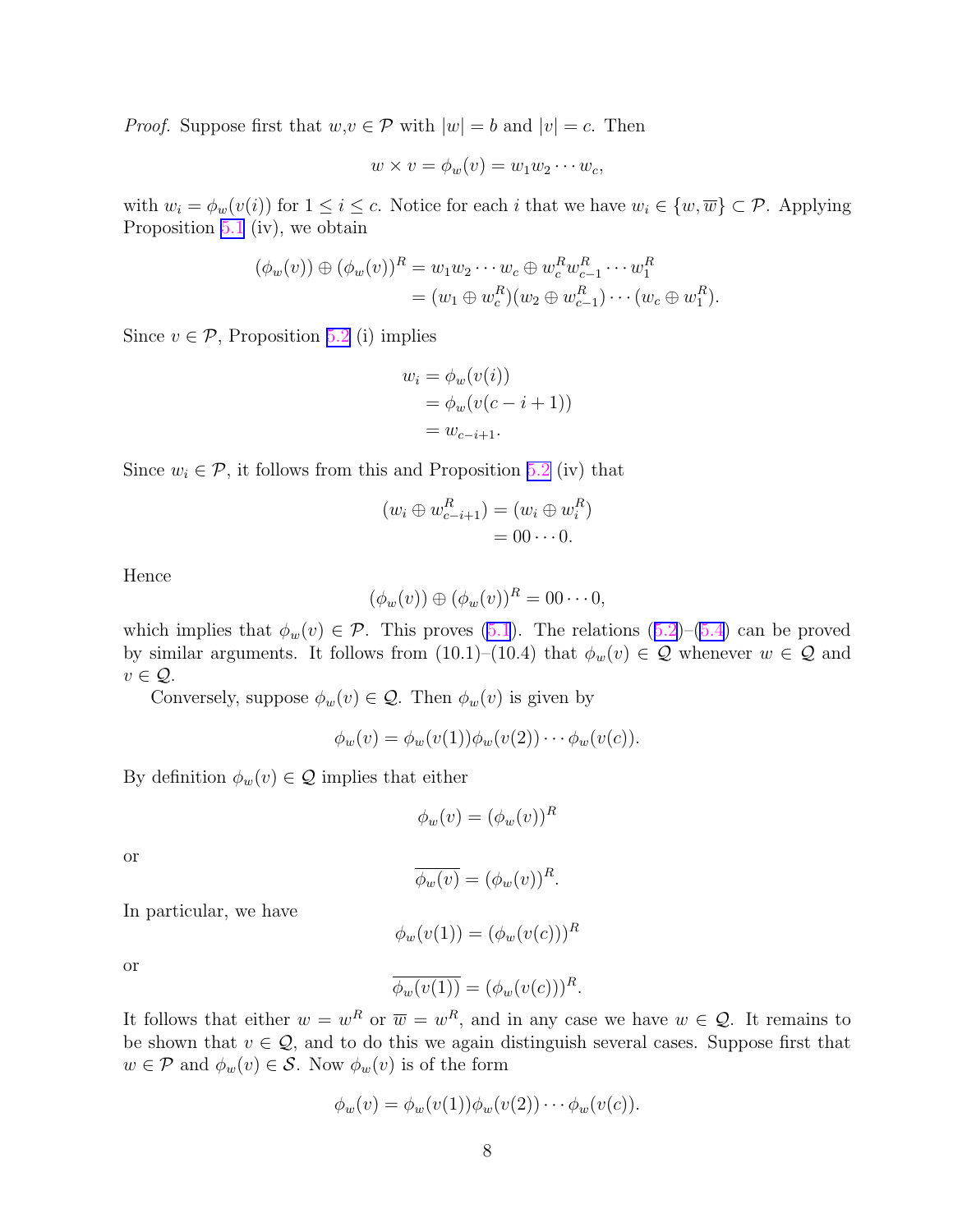*Proof.* Suppose first that $w,v \in \mathcal{P}$ with $|w| = b$ and $|v| = c$. Then

$$w \times v = \phi_w(v) = w_1 w_2 \cdots w_c,$$

with $w_i = \phi_w(v(i))$ for $1 \leq i \leq c$. Notice for each $i$ that we have $w_i \in \{w, \overline{w}\} \subset \mathcal{P}$. Applying Proposition 5.1 (iv), we obtain

$$\begin{aligned}(\phi_w(v)) \oplus (\phi_w(v))^R &= w_1 w_2 \cdots w_c \oplus w_c^R w_{c-1}^R \cdots w_1^R \\ &= (w_1 \oplus w_c^R)(w_2 \oplus w_{c-1}^R) \cdots (w_c \oplus w_1^R).\end{aligned}$$

Since $v \in \mathcal{P}$, Proposition 5.2 (i) implies

$$\begin{aligned}w_i &= \phi_w(v(i)) \\ &= \phi_w(v(c-i+1)) \\ &= w_{c-i+1}.\end{aligned}$$

Since $w_i \in \mathcal{P}$, it follows from this and Proposition 5.2 (iv) that

$$\begin{aligned}(w_i \oplus w_{c-i+1}^R) &= (w_i \oplus w_i^R) \\ &= 00 \cdots 0.\end{aligned}$$

Hence

$$(\phi_w(v)) \oplus (\phi_w(v))^R = 00 \cdots 0,$$

which implies that $\phi_w(v) \in \mathcal{P}$. This proves (5.1). The relations (5.2)–(5.4) can be proved by similar arguments. It follows from (10.1)–(10.4) that $\phi_w(v) \in \mathcal{Q}$ whenever $w \in \mathcal{Q}$ and $v \in \mathcal{Q}$.

Conversely, suppose $\phi_w(v) \in \mathcal{Q}$. Then $\phi_w(v)$ is given by

$$\phi_w(v) = \phi_w(v(1))\phi_w(v(2)) \cdots \phi_w(v(c)).$$

By definition $\phi_w(v) \in \mathcal{Q}$ implies that either

$$\phi_w(v) = (\phi_w(v))^R$$

or

$$\overline{\phi_w(v)} = (\phi_w(v))^R.$$

In particular, we have

$$\phi_w(v(1)) = (\phi_w(v(c)))^R$$

or

$$\overline{\phi_w(v(1))} = (\phi_w(v(c)))^R.$$

It follows that either $w = w^R$ or $\overline{w} = w^R$, and in any case we have $w \in \mathcal{Q}$. It remains to be shown that $v \in \mathcal{Q}$, and to do this we again distinguish several cases. Suppose first that $w \in \mathcal{P}$ and $\phi_w(v) \in \mathcal{S}$. Now $\phi_w(v)$ is of the form

$$\phi_w(v) = \phi_w(v(1))\phi_w(v(2)) \cdots \phi_w(v(c)).$$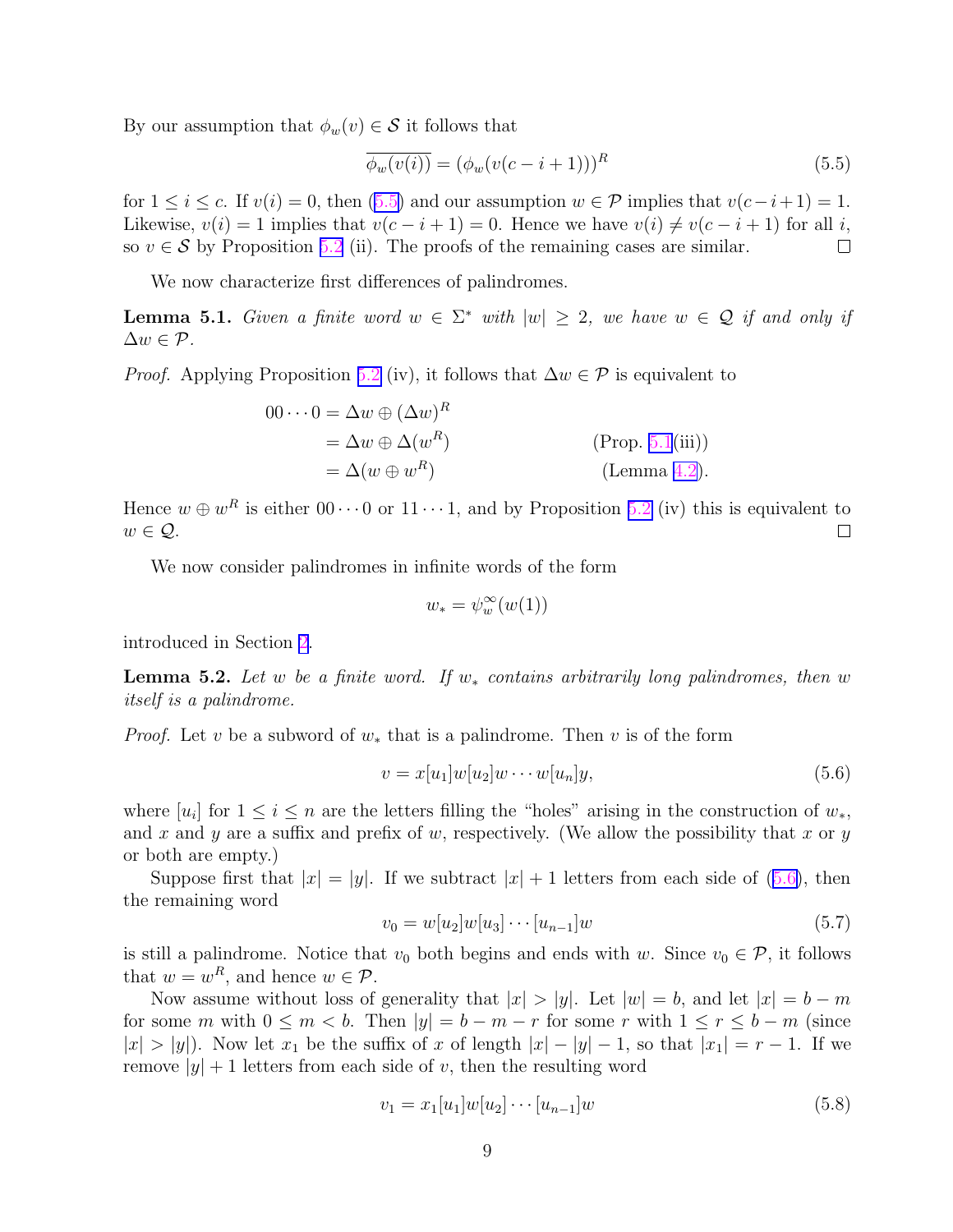By our assumption that $\phi_w(v) \in \mathcal{S}$ it follows that

$$\overline{\phi_w(v(i))} = (\phi_w(v(c-i+1)))^R \tag{5.5}$$

for $1 \le i \le c$. If $v(i) = 0$, then (5.5) and our assumption $w \in \mathcal{P}$ implies that $v(c-i+1) = 1$. Likewise, $v(i) = 1$ implies that $v(c-i+1) = 0$. Hence we have $v(i) \ne v(c-i+1)$ for all $i$, so $v \in \mathcal{S}$ by Proposition 5.2 (ii). The proofs of the remaining cases are similar. $\square$

We now characterize first differences of palindromes.

**Lemma 5.1.** *Given a finite word $w \in \Sigma^*$ with $|w| \ge 2$, we have $w \in \mathcal{Q}$ if and only if $\Delta w \in \mathcal{P}$.*

*Proof.* Applying Proposition 5.2 (iv), it follows that $\Delta w \in \mathcal{P}$ is equivalent to

$$\begin{aligned} 00\cdots 0 &= \Delta w \oplus (\Delta w)^R \\ &= \Delta w \oplus \Delta(w^R) && \text{(Prop. 5.1(iii))} \\ &= \Delta(w \oplus w^R) && \text{(Lemma 4.2)}. \end{aligned}$$

Hence $w \oplus w^R$ is either $00\cdots 0$ or $11\cdots 1$, and by Proposition 5.2 (iv) this is equivalent to $w \in \mathcal{Q}$. $\square$

We now consider palindromes in infinite words of the form

$$w_* = \psi_w^\infty(w(1))$$

introduced in Section 2.

**Lemma 5.2.** *Let $w$ be a finite word. If $w_*$ contains arbitrarily long palindromes, then $w$ itself is a palindrome.*

*Proof.* Let $v$ be a subword of $w_*$ that is a palindrome. Then $v$ is of the form

$$v = x[u_1]w[u_2]w \cdots w[u_n]y, \tag{5.6}$$

where $[u_i]$ for $1 \le i \le n$ are the letters filling the "holes" arising in the construction of $w_*$, and $x$ and $y$ are a suffix and prefix of $w$, respectively. (We allow the possibility that $x$ or $y$ or both are empty.)

Suppose first that $|x| = |y|$. If we subtract $|x| + 1$ letters from each side of (5.6), then the remaining word

$$v_0 = w[u_2]w[u_3] \cdots [u_{n-1}]w \tag{5.7}$$

is still a palindrome. Notice that $v_0$ both begins and ends with $w$. Since $v_0 \in \mathcal{P}$, it follows that $w = w^R$, and hence $w \in \mathcal{P}$.

Now assume without loss of generality that $|x| > |y|$. Let $|w| = b$, and let $|x| = b - m$ for some $m$ with $0 \le m < b$. Then $|y| = b - m - r$ for some $r$ with $1 \le r \le b - m$ (since $|x| > |y|$). Now let $x_1$ be the suffix of $x$ of length $|x| - |y| - 1$, so that $|x_1| = r - 1$. If we remove $|y| + 1$ letters from each side of $v$, then the resulting word

$$v_1 = x_1[u_1]w[u_2] \cdots [u_{n-1}]w \tag{5.8}$$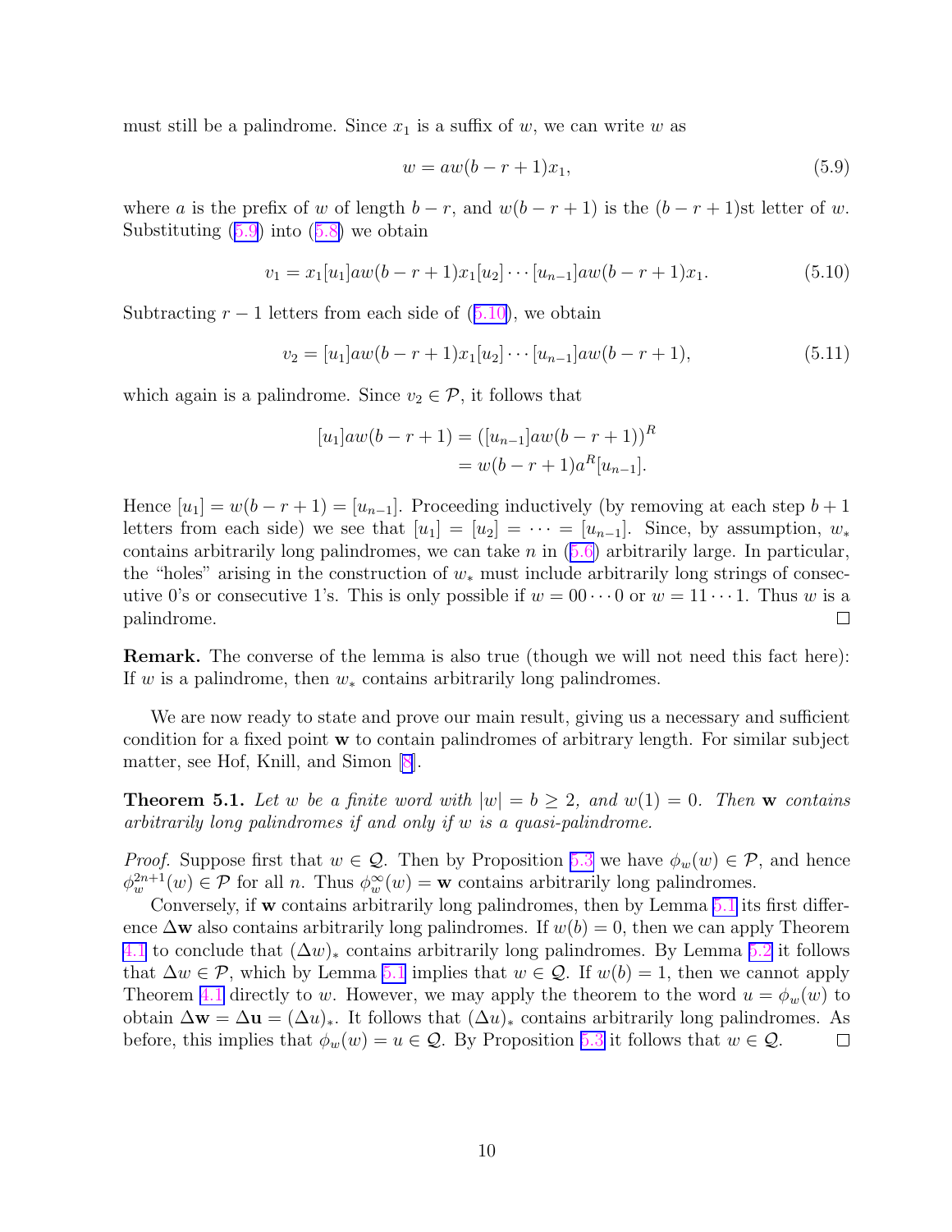must still be a palindrome. Since $x_1$ is a suffix of $w$, we can write $w$ as

$$w = aw(b-r+1)x_1, \tag{5.9}$$

where $a$ is the prefix of $w$ of length $b-r$, and $w(b-r+1)$ is the $(b-r+1)$st letter of $w$. Substituting (5.9) into (5.8) we obtain

$$v_1 = x_1[u_1]aw(b-r+1)x_1[u_2]\cdots[u_{n-1}]aw(b-r+1)x_1. \tag{5.10}$$

Subtracting $r-1$ letters from each side of (5.10), we obtain

$$v_2 = [u_1]aw(b-r+1)x_1[u_2]\cdots[u_{n-1}]aw(b-r+1), \tag{5.11}$$

which again is a palindrome. Since $v_2 \in \mathcal{P}$, it follows that

$$\begin{aligned} [u_1]aw(b-r+1) &= ([u_{n-1}]aw(b-r+1))^R \\ &= w(b-r+1)a^R[u_{n-1}]. \end{aligned}$$

Hence $[u_1] = w(b-r+1) = [u_{n-1}]$. Proceeding inductively (by removing at each step $b+1$ letters from each side) we see that $[u_1] = [u_2] = \cdots = [u_{n-1}]$. Since, by assumption, $w_*$ contains arbitrarily long palindromes, we can take $n$ in (5.6) arbitrarily large. In particular, the "holes" arising in the construction of $w_*$ must include arbitrarily long strings of consecutive 0's or consecutive 1's. This is only possible if $w = 00\cdots0$ or $w = 11\cdots1$. Thus $w$ is a palindrome. □

**Remark.** The converse of the lemma is also true (though we will not need this fact here): If $w$ is a palindrome, then $w_*$ contains arbitrarily long palindromes.

We are now ready to state and prove our main result, giving us a necessary and sufficient condition for a fixed point $\mathbf{w}$ to contain palindromes of arbitrary length. For similar subject matter, see Hof, Knill, and Simon [8].

**Theorem 5.1.** *Let $w$ be a finite word with $|w| = b \geq 2$, and $w(1) = 0$. Then $\mathbf{w}$ contains arbitrarily long palindromes if and only if $w$ is a quasi-palindrome.*

*Proof.* Suppose first that $w \in \mathcal{Q}$. Then by Proposition 5.3 we have $\phi_w(w) \in \mathcal{P}$, and hence $\phi_w^{2n+1}(w) \in \mathcal{P}$ for all $n$. Thus $\phi_w^\infty(w) = \mathbf{w}$ contains arbitrarily long palindromes.

Conversely, if $\mathbf{w}$ contains arbitrarily long palindromes, then by Lemma 5.1 its first difference $\Delta\mathbf{w}$ also contains arbitrarily long palindromes. If $w(b) = 0$, then we can apply Theorem 4.1 to conclude that $(\Delta w)_*$ contains arbitrarily long palindromes. By Lemma 5.2 it follows that $\Delta w \in \mathcal{P}$, which by Lemma 5.1 implies that $w \in \mathcal{Q}$. If $w(b) = 1$, then we cannot apply Theorem 4.1 directly to $w$. However, we may apply the theorem to the word $u = \phi_w(w)$ to obtain $\Delta\mathbf{w} = \Delta\mathbf{u} = (\Delta u)_*$. It follows that $(\Delta u)_*$ contains arbitrarily long palindromes. As before, this implies that $\phi_w(w) = u \in \mathcal{Q}$. By Proposition 5.3 it follows that $w \in \mathcal{Q}$. □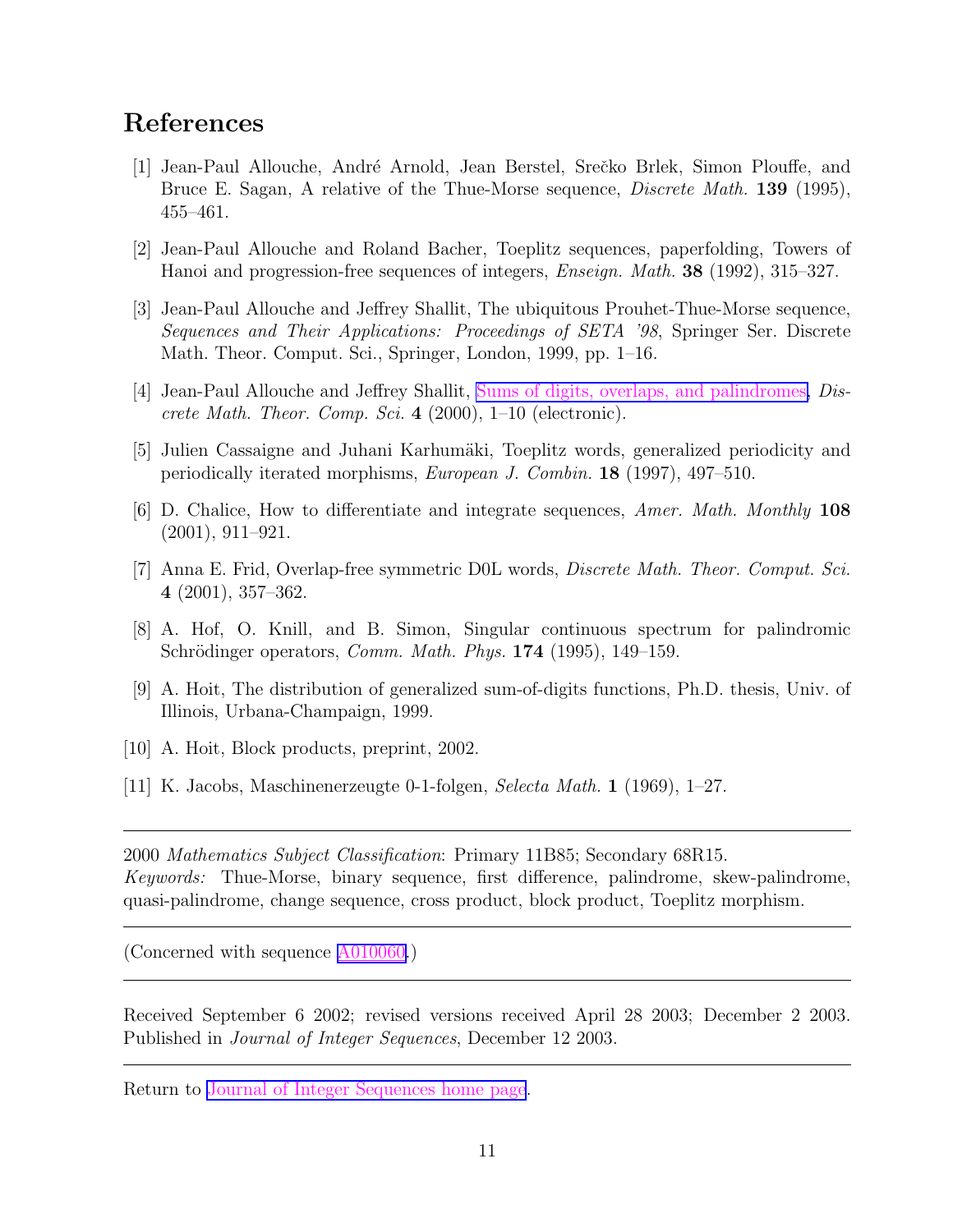## References

[1] Jean-Paul Allouche, André Arnold, Jean Berstel, Srečko Brlek, Simon Plouffe, and Bruce E. Sagan, A relative of the Thue-Morse sequence, *Discrete Math.* **139** (1995), 455–461.

[2] Jean-Paul Allouche and Roland Bacher, Toeplitz sequences, paperfolding, Towers of Hanoi and progression-free sequences of integers, *Enseign. Math.* **38** (1992), 315–327.

[3] Jean-Paul Allouche and Jeffrey Shallit, The ubiquitous Prouhet-Thue-Morse sequence, *Sequences and Their Applications: Proceedings of SETA '98*, Springer Ser. Discrete Math. Theor. Comput. Sci., Springer, London, 1999, pp. 1–16.

[4] Jean-Paul Allouche and Jeffrey Shallit, Sums of digits, overlaps, and palindromes, *Discrete Math. Theor. Comp. Sci.* **4** (2000), 1–10 (electronic).

[5] Julien Cassaigne and Juhani Karhumäki, Toeplitz words, generalized periodicity and periodically iterated morphisms, *European J. Combin.* **18** (1997), 497–510.

[6] D. Chalice, How to differentiate and integrate sequences, *Amer. Math. Monthly* **108** (2001), 911–921.

[7] Anna E. Frid, Overlap-free symmetric D0L words, *Discrete Math. Theor. Comput. Sci.* **4** (2001), 357–362.

[8] A. Hof, O. Knill, and B. Simon, Singular continuous spectrum for palindromic Schrödinger operators, *Comm. Math. Phys.* **174** (1995), 149–159.

[9] A. Hoit, The distribution of generalized sum-of-digits functions, Ph.D. thesis, Univ. of Illinois, Urbana-Champaign, 1999.

[10] A. Hoit, Block products, preprint, 2002.

[11] K. Jacobs, Maschinenerzeugte 0-1-folgen, *Selecta Math.* **1** (1969), 1–27.

---

2000 *Mathematics Subject Classification*: Primary 11B85; Secondary 68R15.
*Keywords:* Thue-Morse, binary sequence, first difference, palindrome, skew-palindrome, quasi-palindrome, change sequence, cross product, block product, Toeplitz morphism.

---

(Concerned with sequence A010060.)

---

Received September 6 2002; revised versions received April 28 2003; December 2 2003. Published in *Journal of Integer Sequences*, December 12 2003.

---

Return to Journal of Integer Sequences home page.